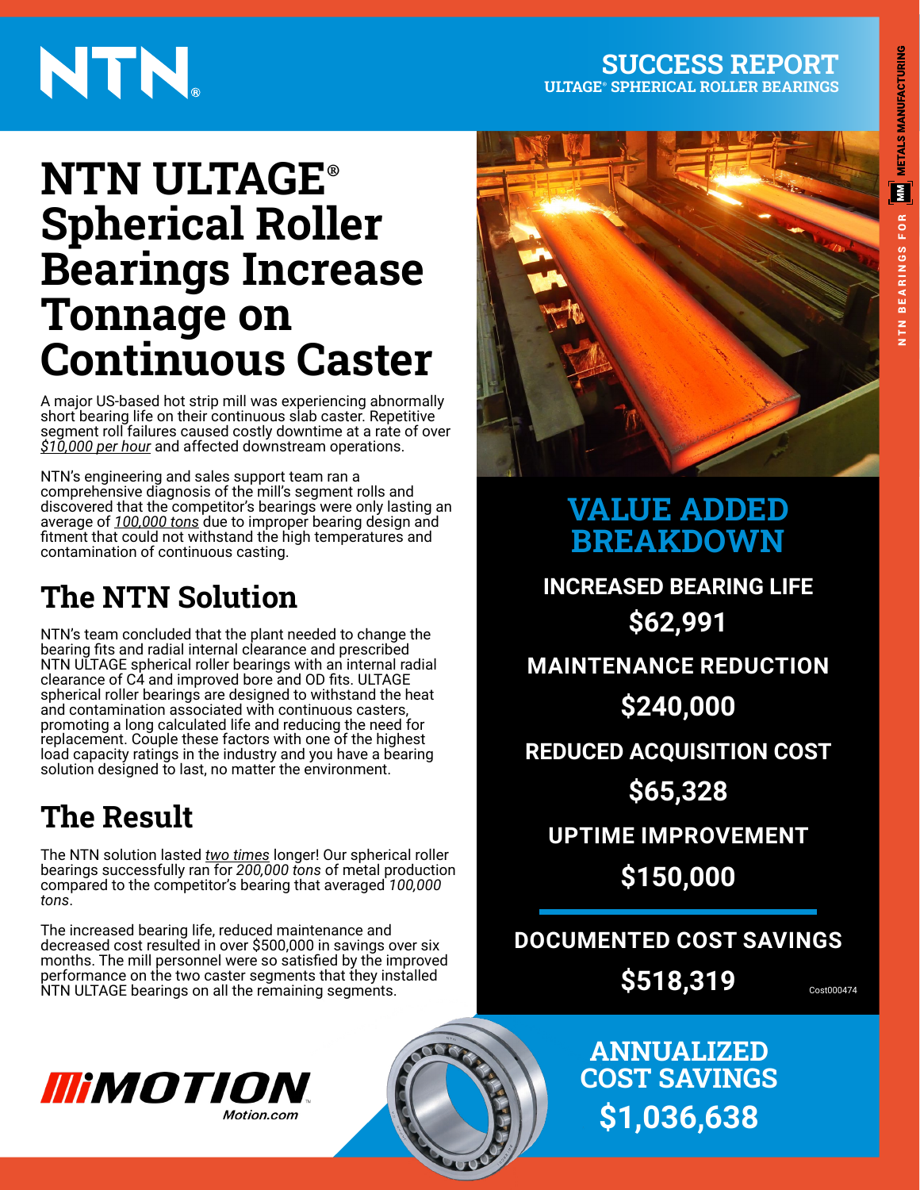NTN®

## SUCCESS REPORT
**ULTAGE® SPHERICAL ROLLER BEARINGS**

NTN BEARINGS FOR METALS MANUFACTURING

# NTN ULTAGE® Spherical Roller Bearings Increase Tonnage on Continuous Caster

A major US-based hot strip mill was experiencing abnormally short bearing life on their continuous slab caster. Repetitive segment roll failures caused costly downtime at a rate of over *$10,000 per hour* and affected downstream operations.

NTN's engineering and sales support team ran a comprehensive diagnosis of the mill's segment rolls and discovered that the competitor's bearings were only lasting an average of *100,000 tons* due to improper bearing design and fitment that could not withstand the high temperatures and contamination of continuous casting.

## The NTN Solution

NTN's team concluded that the plant needed to change the bearing fits and radial internal clearance and prescribed NTN ULTAGE spherical roller bearings with an internal radial clearance of C4 and improved bore and OD fits. ULTAGE spherical roller bearings are designed to withstand the heat and contamination associated with continuous casters, promoting a long calculated life and reducing the need for replacement. Couple these factors with one of the highest load capacity ratings in the industry and you have a bearing solution designed to last, no matter the environment.

## The Result

The NTN solution lasted *two times* longer! Our spherical roller bearings successfully ran for *200,000 tons* of metal production compared to the competitor's bearing that averaged *100,000 tons*.

The increased bearing life, reduced maintenance and decreased cost resulted in over $500,000 in savings over six months. The mill personnel were so satisfied by the improved performance on the two caster segments that they installed NTN ULTAGE bearings on all the remaining segments.

## VALUE ADDED BREAKDOWN

**INCREASED BEARING LIFE**
**$62,991**

**MAINTENANCE REDUCTION**
**$240,000**

**REDUCED ACQUISITION COST**
**$65,328**

**UPTIME IMPROVEMENT**
**$150,000**

**DOCUMENTED COST SAVINGS**
**$518,319**

Cost000474

**ANNUALIZED COST SAVINGS**
**$1,036,638**

MiMOTION™
Motion.com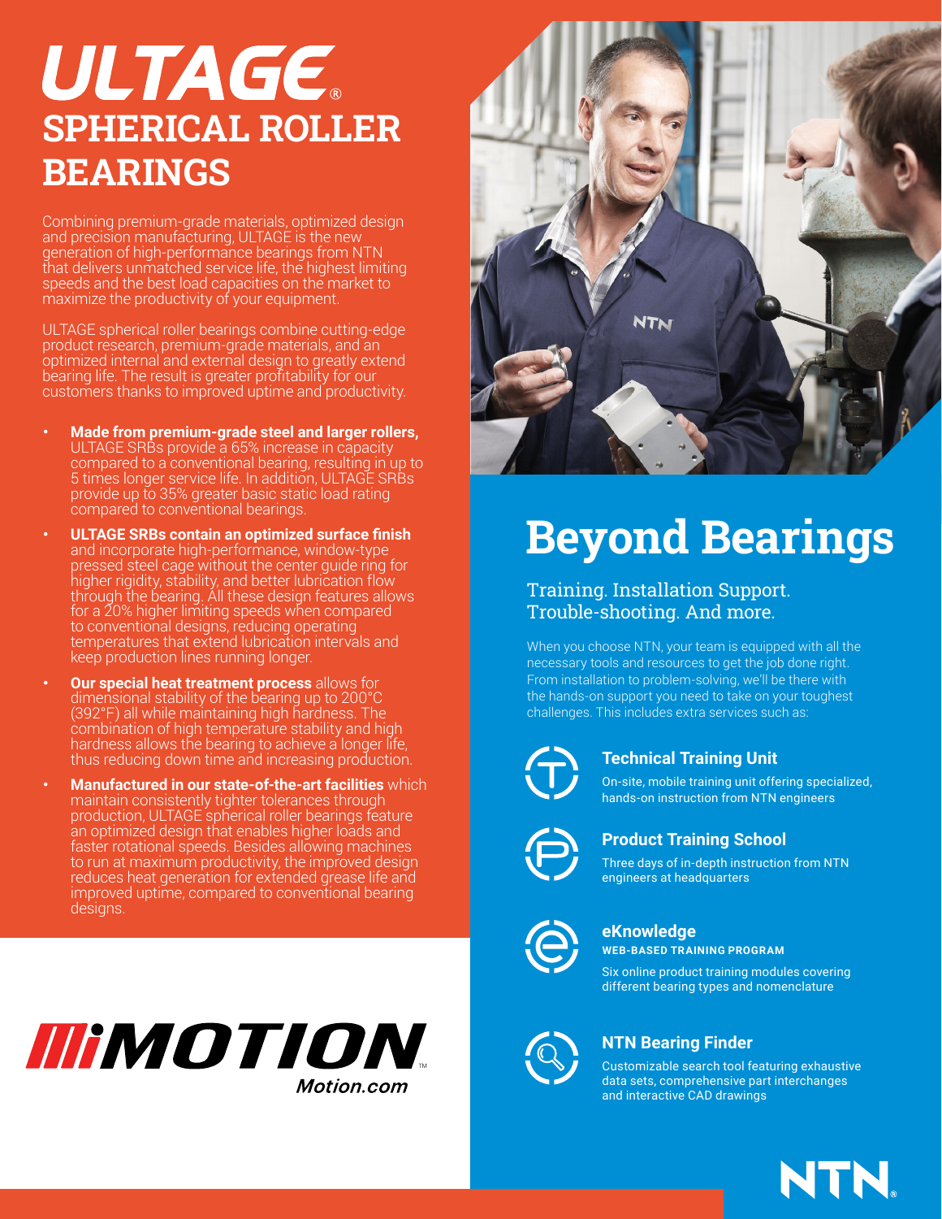# ULTAGE®

## SPHERICAL ROLLER BEARINGS

Combining premium-grade materials, optimized design and precision manufacturing, ULTAGE is the new generation of high-performance bearings from NTN that delivers unmatched service life, the highest limiting speeds and the best load capacities on the market to maximize the productivity of your equipment.

ULTAGE spherical roller bearings combine cutting-edge product research, premium-grade materials, and an optimized internal and external design to greatly extend bearing life. The result is greater profitability for our customers thanks to improved uptime and productivity.

- **Made from premium-grade steel and larger rollers,** ULTAGE SRBs provide a 65% increase in capacity compared to a conventional bearing, resulting in up to 5 times longer service life. In addition, ULTAGE SRBs provide up to 35% greater basic static load rating compared to conventional bearings.
- **ULTAGE SRBs contain an optimized surface finish** and incorporate high-performance, window-type pressed steel cage without the center guide ring for higher rigidity, stability, and better lubrication flow through the bearing. All these design features allows for a 20% higher limiting speeds when compared to conventional designs, reducing operating temperatures that extend lubrication intervals and keep production lines running longer.
- **Our special heat treatment process** allows for dimensional stability of the bearing up to 200°C (392°F) all while maintaining high hardness. The combination of high temperature stability and high hardness allows the bearing to achieve a longer life, thus reducing down time and increasing production.
- **Manufactured in our state-of-the-art facilities** which maintain consistently tighter tolerances through production, ULTAGE spherical roller bearings feature an optimized design that enables higher loads and faster rotational speeds. Besides allowing machines to run at maximum productivity, the improved design reduces heat generation for extended grease life and improved uptime, compared to conventional bearing designs.

MOTION™
Motion.com

# Beyond Bearings

### Training. Installation Support. Trouble-shooting. And more.

When you choose NTN, your team is equipped with all the necessary tools and resources to get the job done right. From installation to problem-solving, we'll be there with the hands-on support you need to take on your toughest challenges. This includes extra services such as:

**Technical Training Unit**
On-site, mobile training unit offering specialized, hands-on instruction from NTN engineers

**Product Training School**
Three days of in-depth instruction from NTN engineers at headquarters

**eKnowledge**
WEB-BASED TRAINING PROGRAM
Six online product training modules covering different bearing types and nomenclature

**NTN Bearing Finder**
Customizable search tool featuring exhaustive data sets, comprehensive part interchanges and interactive CAD drawings

NTN®